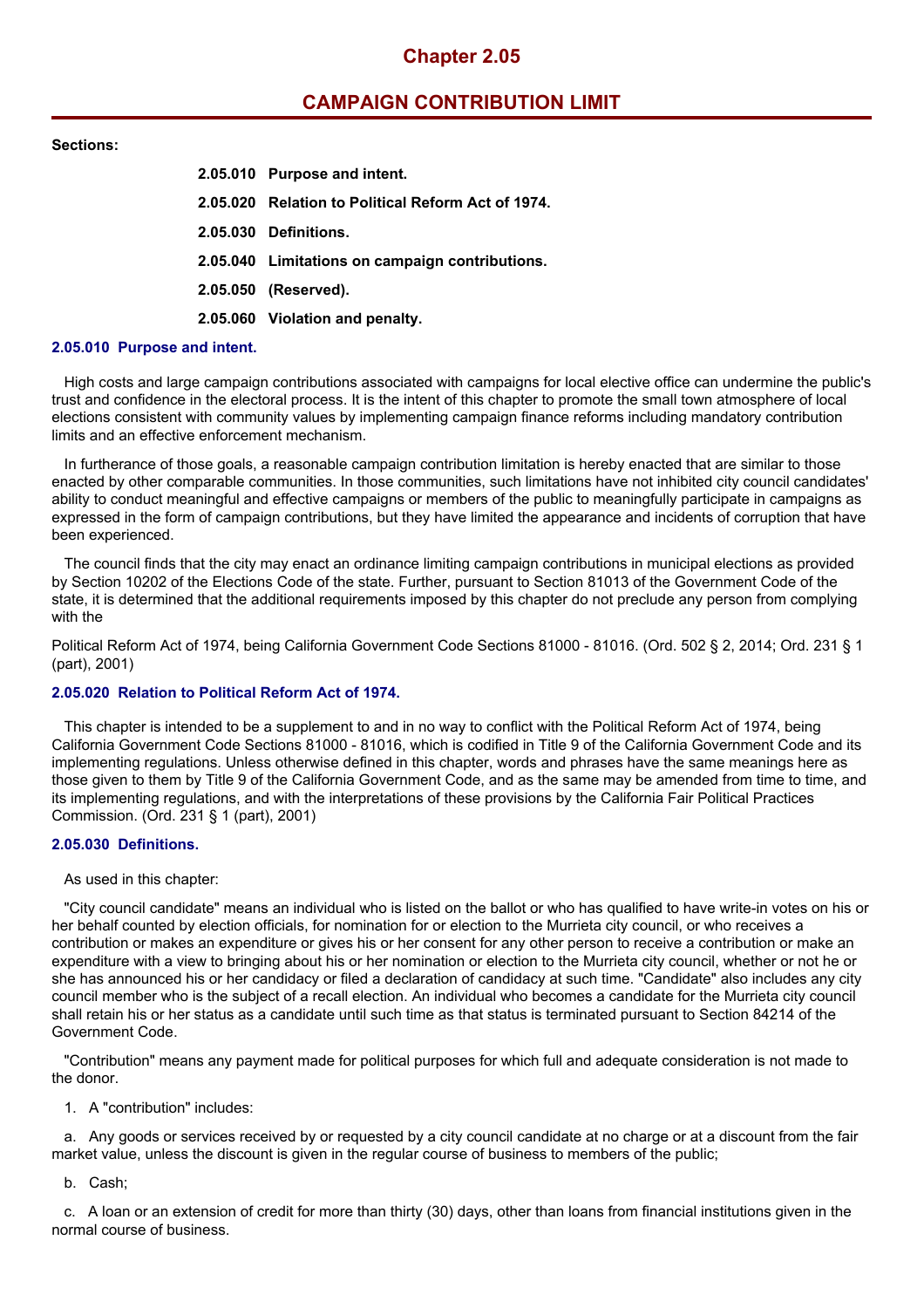# Chapter 2.05

## CAMPAIGN CONTRIBUTION LIMIT

**Sections:**

**2.05.010 Purpose and intent.**

**2.05.020 Relation to Political Reform Act of 1974.**

**2.05.030 Definitions.**

**2.05.040 Limitations on campaign contributions.**

**2.05.050 (Reserved).**

**2.05.060 Violation and penalty.**

### 2.05.010 Purpose and intent.

High costs and large campaign contributions associated with campaigns for local elective office can undermine the public's trust and confidence in the electoral process. It is the intent of this chapter to promote the small town atmosphere of local elections consistent with community values by implementing campaign finance reforms including mandatory contribution limits and an effective enforcement mechanism.

In furtherance of those goals, a reasonable campaign contribution limitation is hereby enacted that are similar to those enacted by other comparable communities. In those communities, such limitations have not inhibited city council candidates' ability to conduct meaningful and effective campaigns or members of the public to meaningfully participate in campaigns as expressed in the form of campaign contributions, but they have limited the appearance and incidents of corruption that have been experienced.

The council finds that the city may enact an ordinance limiting campaign contributions in municipal elections as provided by Section 10202 of the Elections Code of the state. Further, pursuant to Section 81013 of the Government Code of the state, it is determined that the additional requirements imposed by this chapter do not preclude any person from complying with the

Political Reform Act of 1974, being California Government Code Sections 81000 - 81016. (Ord. 502 § 2, 2014; Ord. 231 § 1 (part), 2001)

### 2.05.020 Relation to Political Reform Act of 1974.

This chapter is intended to be a supplement to and in no way to conflict with the Political Reform Act of 1974, being California Government Code Sections 81000 - 81016, which is codified in Title 9 of the California Government Code and its implementing regulations. Unless otherwise defined in this chapter, words and phrases have the same meanings here as those given to them by Title 9 of the California Government Code, and as the same may be amended from time to time, and its implementing regulations, and with the interpretations of these provisions by the California Fair Political Practices Commission. (Ord. 231 § 1 (part), 2001)

### 2.05.030 Definitions.

As used in this chapter:

"City council candidate" means an individual who is listed on the ballot or who has qualified to have write-in votes on his or her behalf counted by election officials, for nomination for or election to the Murrieta city council, or who receives a contribution or makes an expenditure or gives his or her consent for any other person to receive a contribution or make an expenditure with a view to bringing about his or her nomination or election to the Murrieta city council, whether or not he or she has announced his or her candidacy or filed a declaration of candidacy at such time. "Candidate" also includes any city council member who is the subject of a recall election. An individual who becomes a candidate for the Murrieta city council shall retain his or her status as a candidate until such time as that status is terminated pursuant to Section 84214 of the Government Code.

"Contribution" means any payment made for political purposes for which full and adequate consideration is not made to the donor.

1. A "contribution" includes:

a. Any goods or services received by or requested by a city council candidate at no charge or at a discount from the fair market value, unless the discount is given in the regular course of business to members of the public;

b. Cash;

c. A loan or an extension of credit for more than thirty (30) days, other than loans from financial institutions given in the normal course of business.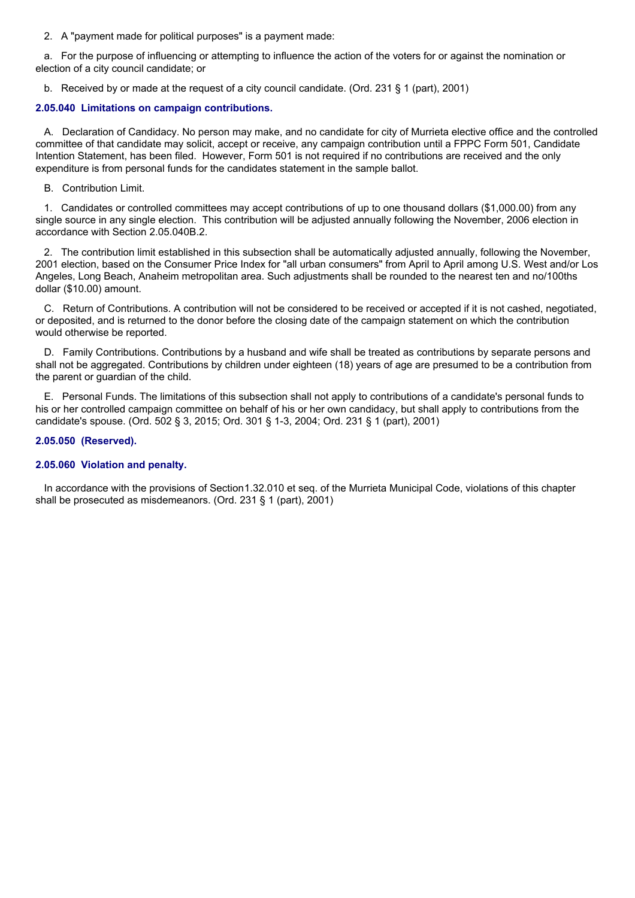2. A "payment made for political purposes" is a payment made:

a. For the purpose of influencing or attempting to influence the action of the voters for or against the nomination or election of a city council candidate; or

b. Received by or made at the request of a city council candidate. (Ord. 231 § 1 (part), 2001)

### 2.05.040 Limitations on campaign contributions.

A. Declaration of Candidacy. No person may make, and no candidate for city of Murrieta elective office and the controlled committee of that candidate may solicit, accept or receive, any campaign contribution until a FPPC Form 501, Candidate Intention Statement, has been filed. However, Form 501 is not required if no contributions are received and the only expenditure is from personal funds for the candidates statement in the sample ballot.

B. Contribution Limit.

1. Candidates or controlled committees may accept contributions of up to one thousand dollars ($1,000.00) from any single source in any single election. This contribution will be adjusted annually following the November, 2006 election in accordance with Section 2.05.040B.2.

2. The contribution limit established in this subsection shall be automatically adjusted annually, following the November, 2001 election, based on the Consumer Price Index for "all urban consumers" from April to April among U.S. West and/or Los Angeles, Long Beach, Anaheim metropolitan area. Such adjustments shall be rounded to the nearest ten and no/100ths dollar ($10.00) amount.

C. Return of Contributions. A contribution will not be considered to be received or accepted if it is not cashed, negotiated, or deposited, and is returned to the donor before the closing date of the campaign statement on which the contribution would otherwise be reported.

D. Family Contributions. Contributions by a husband and wife shall be treated as contributions by separate persons and shall not be aggregated. Contributions by children under eighteen (18) years of age are presumed to be a contribution from the parent or guardian of the child.

E. Personal Funds. The limitations of this subsection shall not apply to contributions of a candidate's personal funds to his or her controlled campaign committee on behalf of his or her own candidacy, but shall apply to contributions from the candidate's spouse. (Ord. 502 § 3, 2015; Ord. 301 § 1-3, 2004; Ord. 231 § 1 (part), 2001)

### 2.05.050 (Reserved).

### 2.05.060 Violation and penalty.

In accordance with the provisions of Section1.32.010 et seq. of the Murrieta Municipal Code, violations of this chapter shall be prosecuted as misdemeanors. (Ord. 231 § 1 (part), 2001)